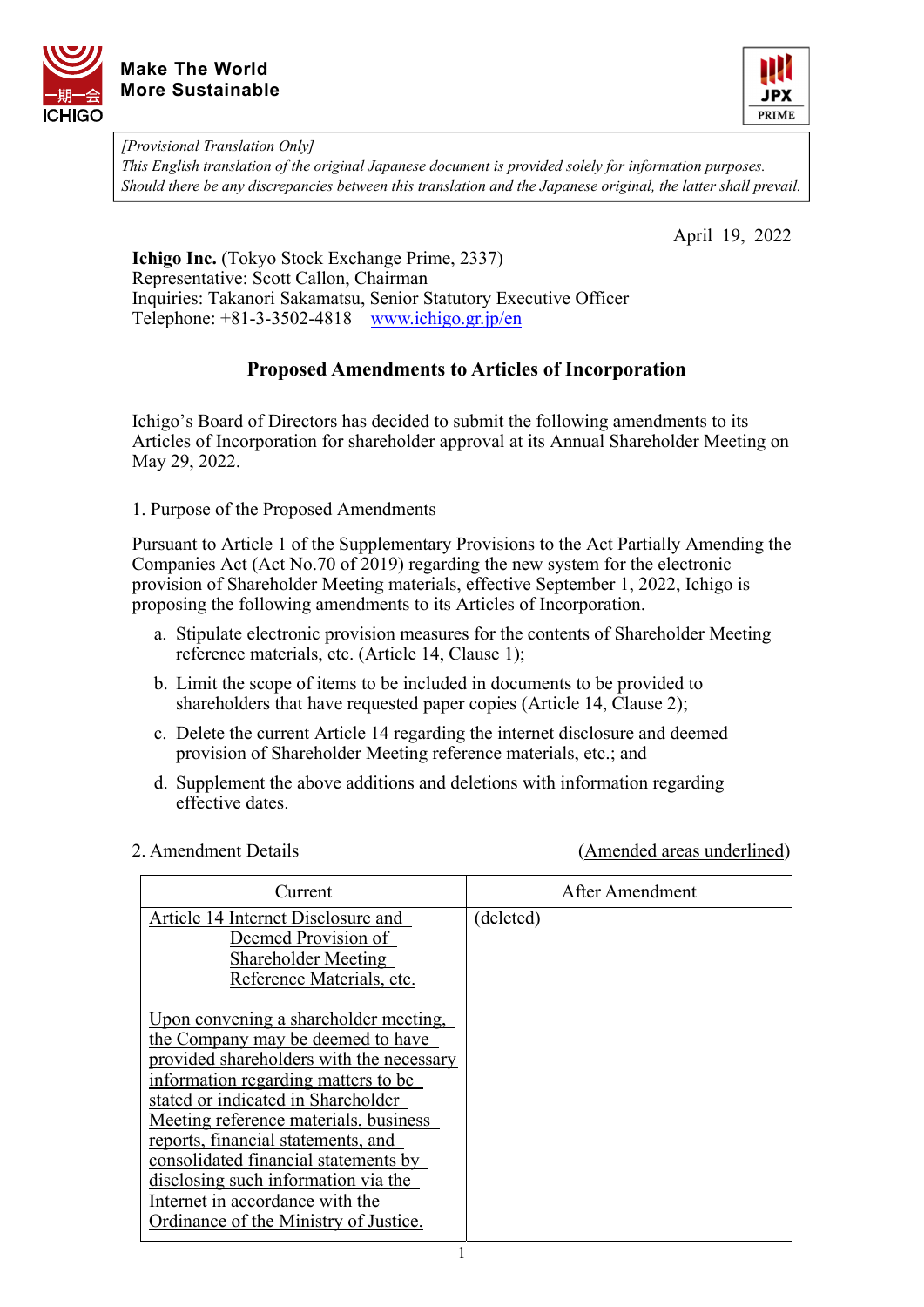Make The World
More Sustainable

*[Provisional Translation Only]*
*This English translation of the original Japanese document is provided solely for information purposes. Should there be any discrepancies between this translation and the Japanese original, the latter shall prevail.*

April 19, 2022

**Ichigo Inc.** (Tokyo Stock Exchange Prime, 2337)
Representative: Scott Callon, Chairman
Inquiries: Takanori Sakamatsu, Senior Statutory Executive Officer
Telephone: +81-3-3502-4818 www.ichigo.gr.jp/en

## Proposed Amendments to Articles of Incorporation

Ichigo's Board of Directors has decided to submit the following amendments to its Articles of Incorporation for shareholder approval at its Annual Shareholder Meeting on May 29, 2022.

1. Purpose of the Proposed Amendments

Pursuant to Article 1 of the Supplementary Provisions to the Act Partially Amending the Companies Act (Act No.70 of 2019) regarding the new system for the electronic provision of Shareholder Meeting materials, effective September 1, 2022, Ichigo is proposing the following amendments to its Articles of Incorporation.

a. Stipulate electronic provision measures for the contents of Shareholder Meeting reference materials, etc. (Article 14, Clause 1);
b. Limit the scope of items to be included in documents to be provided to shareholders that have requested paper copies (Article 14, Clause 2);
c. Delete the current Article 14 regarding the internet disclosure and deemed provision of Shareholder Meeting reference materials, etc.; and
d. Supplement the above additions and deletions with information regarding effective dates.

2. Amendment Details (Amended areas underlined)

| Current | After Amendment |
|---|---|
| <u>Article 14 Internet Disclosure and Deemed Provision of Shareholder Meeting Reference Materials, etc.</u><br><br><u>Upon convening a shareholder meeting, the Company may be deemed to have provided shareholders with the necessary information regarding matters to be stated or indicated in Shareholder Meeting reference materials, business reports, financial statements, and consolidated financial statements by disclosing such information via the Internet in accordance with the Ordinance of the Ministry of Justice.</u> | (deleted) |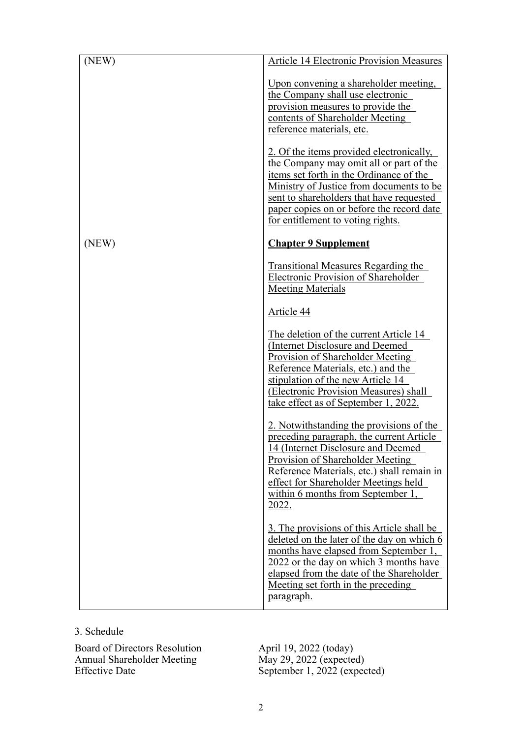| | |
|---|---|
| (NEW) | Article 14 Electronic Provision Measures<br><br>Upon convening a shareholder meeting, the Company shall use electronic provision measures to provide the contents of Shareholder Meeting reference materials, etc.<br><br>2. Of the items provided electronically, the Company may omit all or part of the items set forth in the Ordinance of the Ministry of Justice from documents to be sent to shareholders that have requested paper copies on or before the record date for entitlement to voting rights. |
| (NEW) | **Chapter 9 Supplement**<br><br>Transitional Measures Regarding the Electronic Provision of Shareholder Meeting Materials<br><br>Article 44<br><br>The deletion of the current Article 14 (Internet Disclosure and Deemed Provision of Shareholder Meeting Reference Materials, etc.) and the stipulation of the new Article 14 (Electronic Provision Measures) shall take effect as of September 1, 2022.<br><br>2. Notwithstanding the provisions of the preceding paragraph, the current Article 14 (Internet Disclosure and Deemed Provision of Shareholder Meeting Reference Materials, etc.) shall remain in effect for Shareholder Meetings held within 6 months from September 1, 2022.<br><br>3. The provisions of this Article shall be deleted on the later of the day on which 6 months have elapsed from September 1, 2022 or the day on which 3 months have elapsed from the date of the Shareholder Meeting set forth in the preceding paragraph. |

3. Schedule

| | |
|---|---|
| Board of Directors Resolution | April 19, 2022 (today) |
| Annual Shareholder Meeting | May 29, 2022 (expected) |
| Effective Date | September 1, 2022 (expected) |